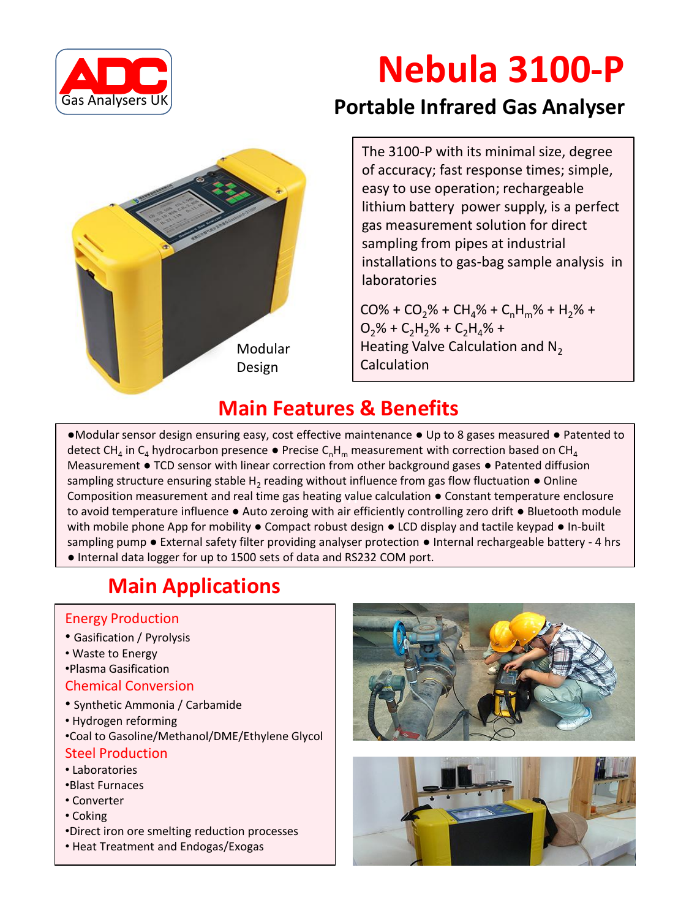ADC Gas Analysers UK

# Nebula 3100-P

## Portable Infrared Gas Analyser

Modular Design

The 3100-P with its minimal size, degree of accuracy; fast response times; simple, easy to use operation; rechargeable lithium battery power supply, is a perfect gas measurement solution for direct sampling from pipes at industrial installations to gas-bag sample analysis in laboratories

$CO$% + $CO_2$% + $CH_4$% + $C_nH_m$% + $H_2$% + $O_2$% + $C_2H_2$% + $C_2H_4$% + Heating Valve Calculation and $N_2$ Calculation

## Main Features & Benefits

● Modular sensor design ensuring easy, cost effective maintenance ● Up to 8 gases measured ● Patented to detect $CH_4$ in $C_4$ hydrocarbon presence ● Precise $C_nH_m$ measurement with correction based on $CH_4$ Measurement ● TCD sensor with linear correction from other background gases ● Patented diffusion sampling structure ensuring stable $H_2$ reading without influence from gas flow fluctuation ● Online Composition measurement and real time gas heating value calculation ● Constant temperature enclosure to avoid temperature influence ● Auto zeroing with air efficiently controlling zero drift ● Bluetooth module with mobile phone App for mobility ● Compact robust design ● LCD display and tactile keypad ● In-built sampling pump ● External safety filter providing analyser protection ● Internal rechargeable battery - 4 hrs ● Internal data logger for up to 1500 sets of data and RS232 COM port.

## Main Applications

### Energy Production

- Gasification / Pyrolysis
- Waste to Energy
- Plasma Gasification

### Chemical Conversion

- Synthetic Ammonia / Carbamide
- Hydrogen reforming
- Coal to Gasoline/Methanol/DME/Ethylene Glycol

### Steel Production

- Laboratories
- Blast Furnaces
- Converter
- Coking
- Direct iron ore smelting reduction processes
- Heat Treatment and Endogas/Exogas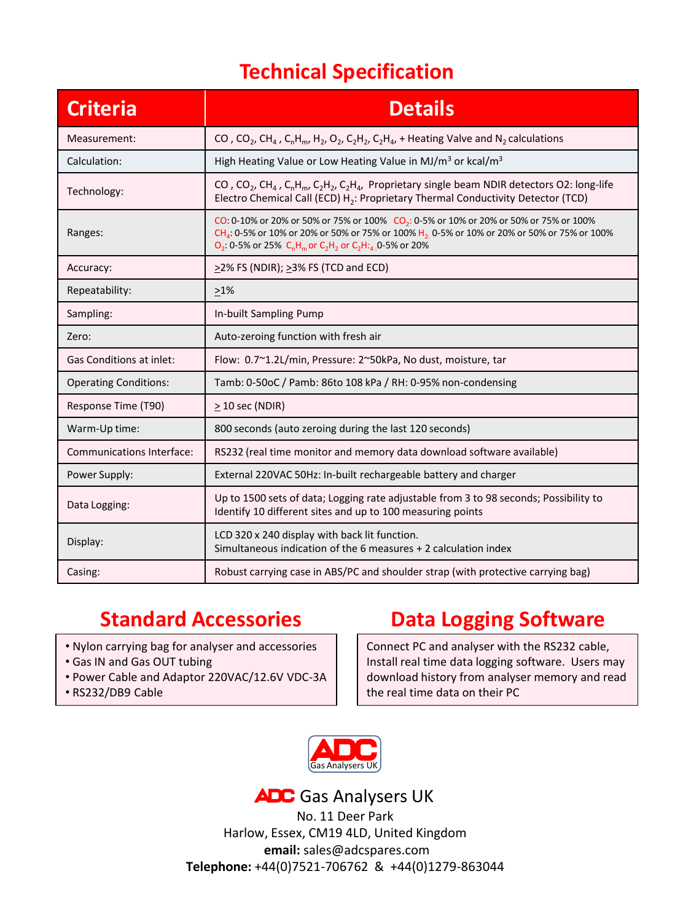# Technical Specification

| Criteria | Details |
|---|---|
| Measurement: | CO , $CO_2$, $CH_4$ , $C_nH_m$, $H_2$, $O_2$, $C_2H_2$, $C_2H_4$, + Heating Valve and $N_2$ calculations |
| Calculation: | High Heating Value or Low Heating Value in MJ/$m^3$ or kcal/$m^3$ |
| Technology: | CO , $CO_2$, $CH_4$ , $C_nH_m$, $C_2H_2$, $C_2H_4$, Proprietary single beam NDIR detectors O2: long-life Electro Chemical Call (ECD) $H_2$: Proprietary Thermal Conductivity Detector (TCD) |
| Ranges: | CO: 0-10% or 20% or 50% or 75% or 100% $CO_2$: 0-5% or 10% or 20% or 50% or 75% or 100% $CH_4$: 0-5% or 10% or 20% or 50% or 75% or 100% $H_2$: 0-5% or 10% or 20% or 50% or 75% or 100% $O_2$: 0-5% or 25% $C_nH_m$ or $C_2H_2$ or $C_2H_4$: 0-5% or 20% |
| Accuracy: | ≥2% FS (NDIR); ≥3% FS (TCD and ECD) |
| Repeatability: | ≥1% |
| Sampling: | In-built Sampling Pump |
| Zero: | Auto-zeroing function with fresh air |
| Gas Conditions at inlet: | Flow: 0.7~1.2L/min, Pressure: 2~50kPa, No dust, moisture, tar |
| Operating Conditions: | Tamb: 0-50oC / Pamb: 86to 108 kPa / RH: 0-95% non-condensing |
| Response Time (T90) | ≥ 10 sec (NDIR) |
| Warm-Up time: | 800 seconds (auto zeroing during the last 120 seconds) |
| Communications Interface: | RS232 (real time monitor and memory data download software available) |
| Power Supply: | External 220VAC 50Hz: In-built rechargeable battery and charger |
| Data Logging: | Up to 1500 sets of data; Logging rate adjustable from 3 to 98 seconds; Possibility to Identify 10 different sites and up to 100 measuring points |
| Display: | LCD 320 x 240 display with back lit function. Simultaneous indication of the 6 measures + 2 calculation index |
| Casing: | Robust carrying case in ABS/PC and shoulder strap (with protective carrying bag) |

## Standard Accessories

- Nylon carrying bag for analyser and accessories
- Gas IN and Gas OUT tubing
- Power Cable and Adaptor 220VAC/12.6V VDC-3A
- RS232/DB9 Cable

## Data Logging Software

Connect PC and analyser with the RS232 cable, Install real time data logging software. Users may download history from analyser memory and read the real time data on their PC

ADC Gas Analysers UK

ADC Gas Analysers UK
No. 11 Deer Park
Harlow, Essex, CM19 4LD, United Kingdom
**email:** sales@adcspares.com
**Telephone:** +44(0)7521-706762 & +44(0)1279-863044